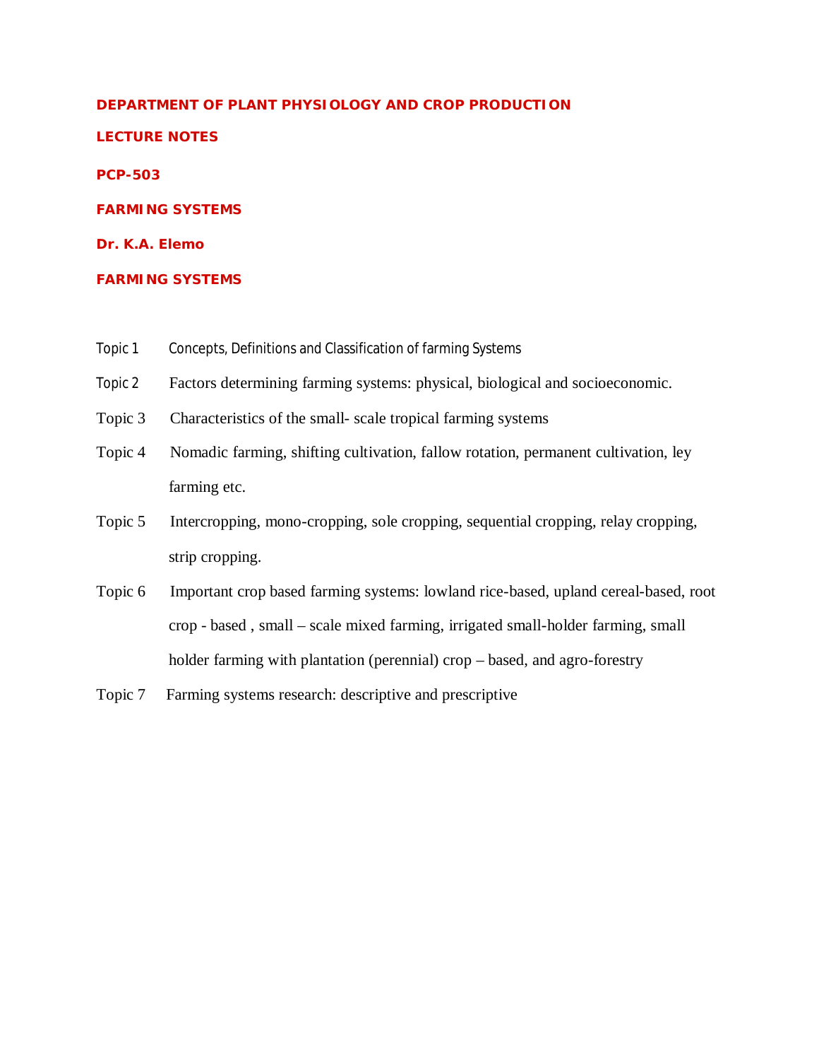**DEPARTMENT OF PLANT PHYSIOLOGY AND CROP PRODUCTION**

**LECTURE NOTES**

**PCP-503**

**FARMING SYSTEMS**

**Dr. K.A. Elemo**

# FARMING SYSTEMS

Topic 1 Concepts, Definitions and Classification of farming Systems

Topic 2 Factors determining farming systems: physical, biological and socioeconomic.

Topic 3 Characteristics of the small- scale tropical farming systems

Topic 4 Nomadic farming, shifting cultivation, fallow rotation, permanent cultivation, ley farming etc.

Topic 5 Intercropping, mono-cropping, sole cropping, sequential cropping, relay cropping, strip cropping.

Topic 6 Important crop based farming systems: lowland rice-based, upland cereal-based, root crop - based , small – scale mixed farming, irrigated small-holder farming, small holder farming with plantation (perennial) crop – based, and agro-forestry

Topic 7 Farming systems research: descriptive and prescriptive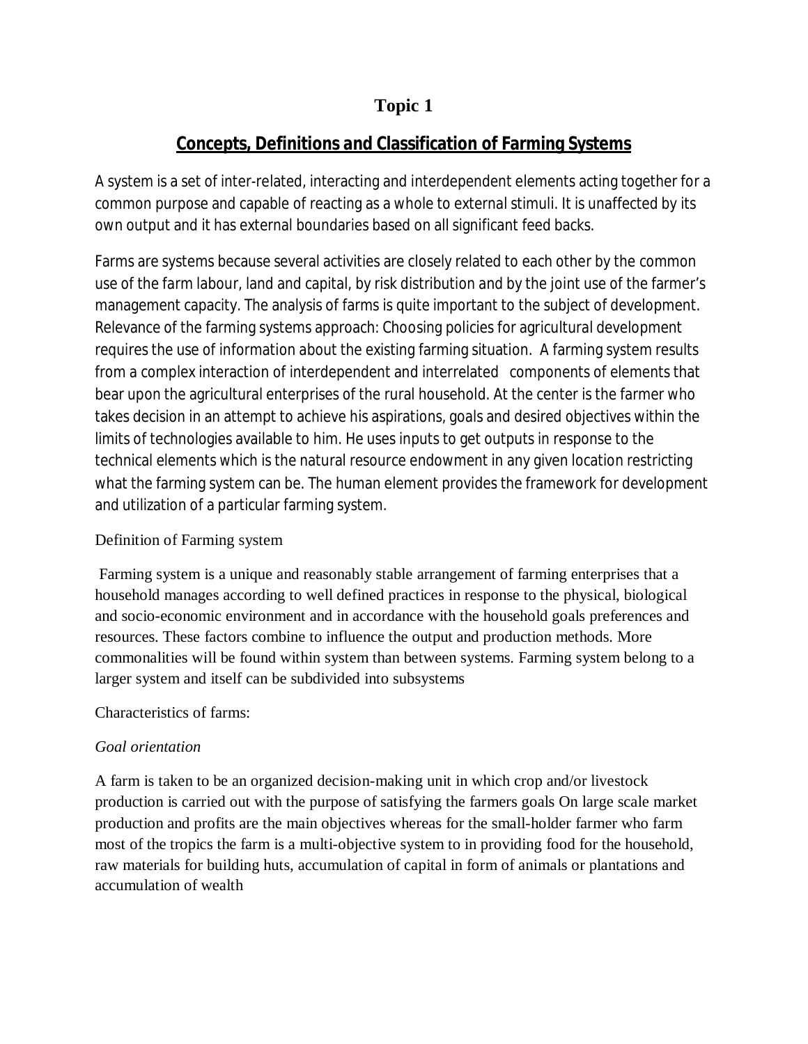# Topic 1

## Concepts, Definitions and Classification of Farming Systems

A system is a set of inter-related, interacting and interdependent elements acting together for a common purpose and capable of reacting as a whole to external stimuli. It is unaffected by its own output and it has external boundaries based on all significant feed backs.

Farms are systems because several activities are closely related to each other by the common use of the farm labour, land and capital, by risk distribution and by the joint use of the farmer's management capacity. The analysis of farms is quite important to the subject of development. Relevance of the farming systems approach: Choosing policies for agricultural development requires the use of information about the existing farming situation. A farming system results from a complex interaction of interdependent and interrelated components of elements that bear upon the agricultural enterprises of the rural household. At the center is the farmer who takes decision in an attempt to achieve his aspirations, goals and desired objectives within the limits of technologies available to him. He uses inputs to get outputs in response to the technical elements which is the natural resource endowment in any given location restricting what the farming system can be. The human element provides the framework for development and utilization of a particular farming system.

Definition of Farming system

Farming system is a unique and reasonably stable arrangement of farming enterprises that a household manages according to well defined practices in response to the physical, biological and socio-economic environment and in accordance with the household goals preferences and resources. These factors combine to influence the output and production methods. More commonalities will be found within system than between systems. Farming system belong to a larger system and itself can be subdivided into subsystems

Characteristics of farms:

*Goal orientation*

A farm is taken to be an organized decision-making unit in which crop and/or livestock production is carried out with the purpose of satisfying the farmers goals On large scale market production and profits are the main objectives whereas for the small-holder farmer who farm most of the tropics the farm is a multi-objective system to in providing food for the household, raw materials for building huts, accumulation of capital in form of animals or plantations and accumulation of wealth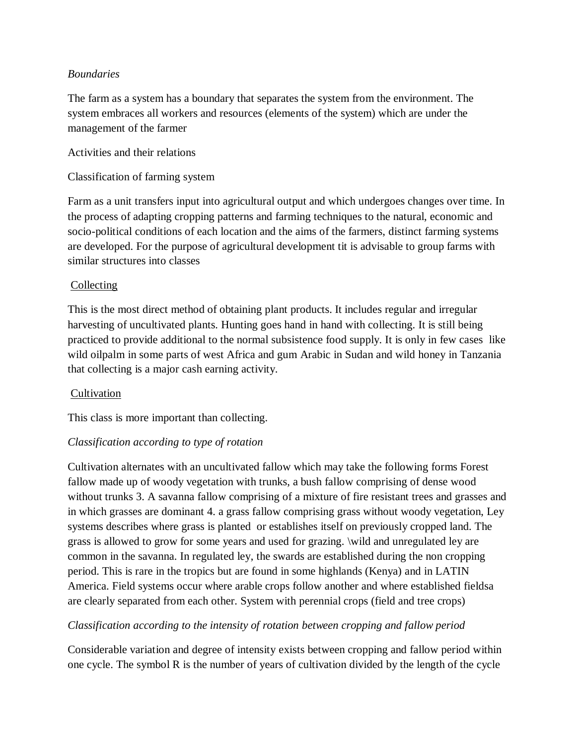*Boundaries*

The farm as a system has a boundary that separates the system from the environment. The system embraces all workers and resources (elements of the system) which are under the management of the farmer

Activities and their relations

Classification of farming system

Farm as a unit transfers input into agricultural output and which undergoes changes over time. In the process of adapting cropping patterns and farming techniques to the natural, economic and socio-political conditions of each location and the aims of the farmers, distinct farming systems are developed. For the purpose of agricultural development tit is advisable to group farms with similar structures into classes

<u>Collecting</u>

This is the most direct method of obtaining plant products. It includes regular and irregular harvesting of uncultivated plants. Hunting goes hand in hand with collecting. It is still being practiced to provide additional to the normal subsistence food supply. It is only in few cases like wild oilpalm in some parts of west Africa and gum Arabic in Sudan and wild honey in Tanzania that collecting is a major cash earning activity.

<u>Cultivation</u>

This class is more important than collecting.

*Classification according to type of rotation*

Cultivation alternates with an uncultivated fallow which may take the following forms Forest fallow made up of woody vegetation with trunks, a bush fallow comprising of dense wood without trunks 3. A savanna fallow comprising of a mixture of fire resistant trees and grasses and in which grasses are dominant 4. a grass fallow comprising grass without woody vegetation, Ley systems describes where grass is planted or establishes itself on previously cropped land. The grass is allowed to grow for some years and used for grazing. \wild and unregulated ley are common in the savanna. In regulated ley, the swards are established during the non cropping period. This is rare in the tropics but are found in some highlands (Kenya) and in LATIN America. Field systems occur where arable crops follow another and where established fieldsa are clearly separated from each other. System with perennial crops (field and tree crops)

*Classification according to the intensity of rotation between cropping and fallow period*

Considerable variation and degree of intensity exists between cropping and fallow period within one cycle. The symbol R is the number of years of cultivation divided by the length of the cycle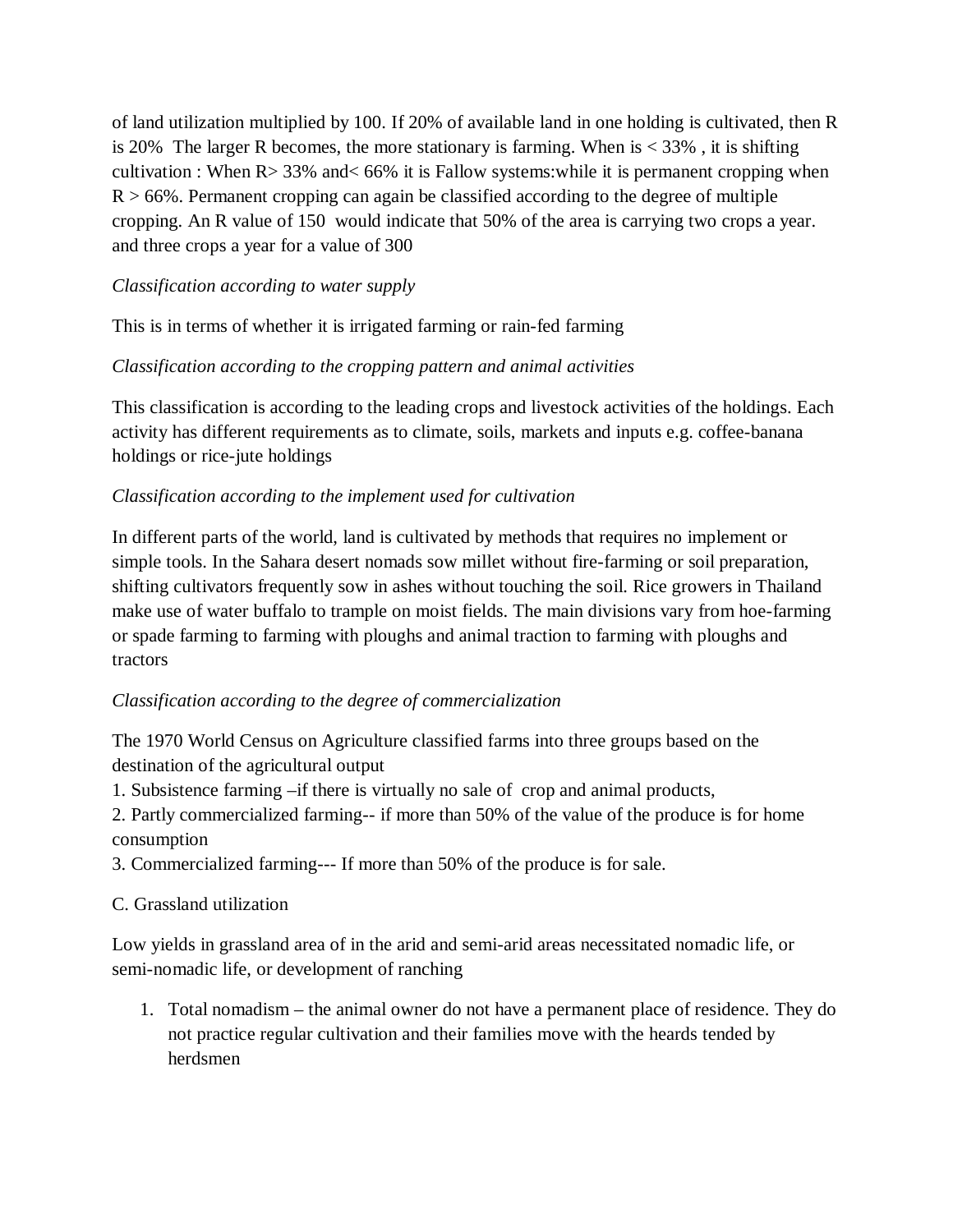of land utilization multiplied by 100. If 20% of available land in one holding is cultivated, then R is 20%  The larger R becomes, the more stationary is farming. When is < 33% , it is shifting cultivation : When R> 33% and< 66% it is Fallow systems:while it is permanent cropping when R > 66%. Permanent cropping can again be classified according to the degree of multiple cropping. An R value of 150  would indicate that 50% of the area is carrying two crops a year. and three crops a year for a value of 300

*Classification according to water supply*

This is in terms of whether it is irrigated farming or rain-fed farming

*Classification according to the cropping pattern and animal activities*

This classification is according to the leading crops and livestock activities of the holdings. Each activity has different requirements as to climate, soils, markets and inputs e.g. coffee-banana holdings or rice-jute holdings

*Classification according to the implement used for cultivation*

In different parts of the world, land is cultivated by methods that requires no implement or simple tools. In the Sahara desert nomads sow millet without fire-farming or soil preparation, shifting cultivators frequently sow in ashes without touching the soil. Rice growers in Thailand make use of water buffalo to trample on moist fields. The main divisions vary from hoe-farming or spade farming to farming with ploughs and animal traction to farming with ploughs and tractors

*Classification according to the degree of commercialization*

The 1970 World Census on Agriculture classified farms into three groups based on the destination of the agricultural output

1. Subsistence farming –if there is virtually no sale of  crop and animal products,
2. Partly commercialized farming-- if more than 50% of the value of the produce is for home consumption
3. Commercialized farming--- If more than 50% of the produce is for sale.

C. Grassland utilization

Low yields in grassland area of in the arid and semi-arid areas necessitated nomadic life, or semi-nomadic life, or development of ranching

1. Total nomadism – the animal owner do not have a permanent place of residence. They do not practice regular cultivation and their families move with the heards tended by herdsmen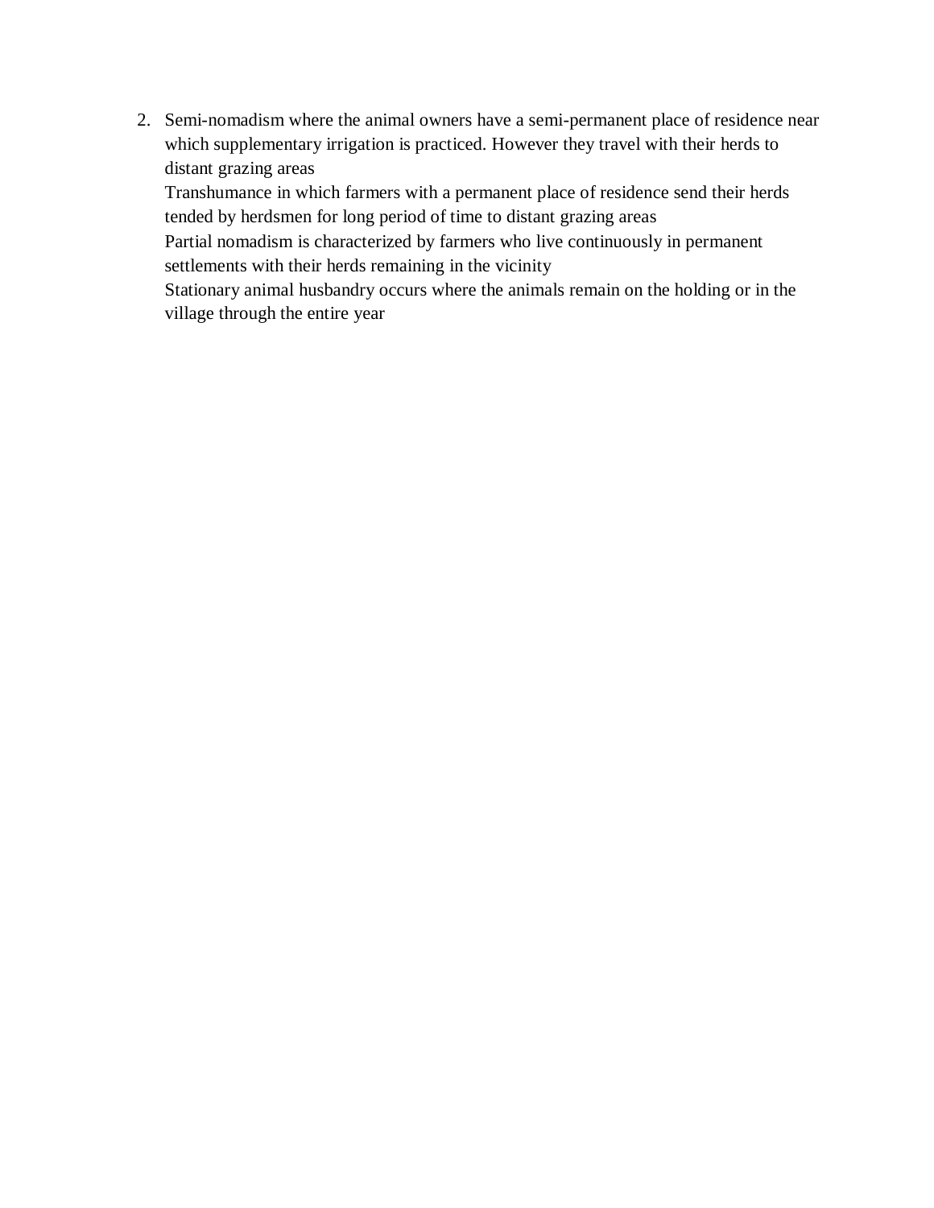2. Semi-nomadism where the animal owners have a semi-permanent place of residence near which supplementary irrigation is practiced. However they travel with their herds to distant grazing areas

   Transhumance in which farmers with a permanent place of residence send their herds tended by herdsmen for long period of time to distant grazing areas

   Partial nomadism is characterized by farmers who live continuously in permanent settlements with their herds remaining in the vicinity

   Stationary animal husbandry occurs where the animals remain on the holding or in the village through the entire year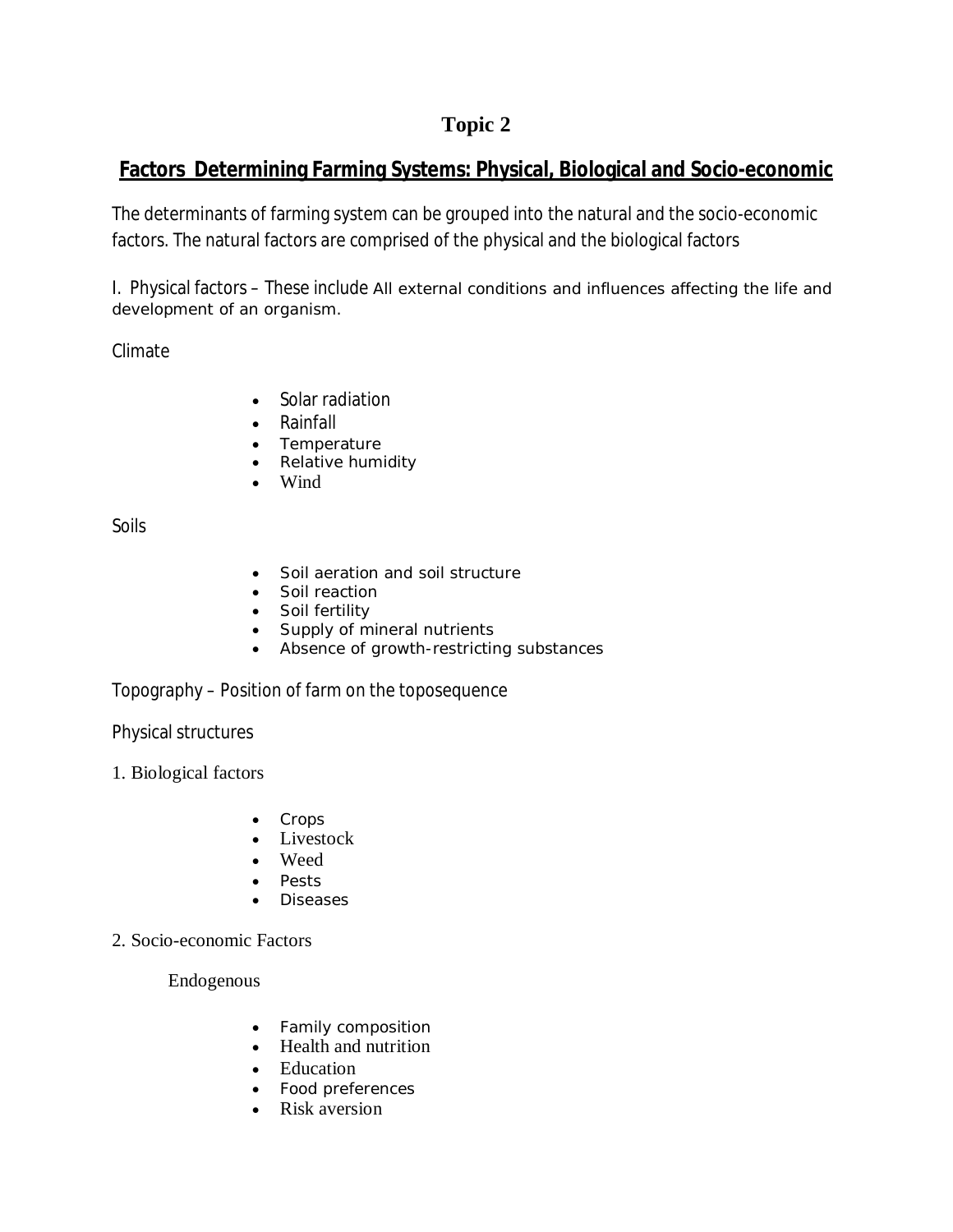# Topic 2

## Factors Determining Farming Systems: Physical, Biological and Socio-economic

The determinants of farming system can be grouped into the natural and the socio-economic factors. The natural factors are comprised of the physical and the biological factors

I. Physical factors – These include All external conditions and influences affecting the life and development of an organism.

Climate

- Solar radiation
- Rainfall
- Temperature
- Relative humidity
- Wind

Soils

- Soil aeration and soil structure
- Soil reaction
- Soil fertility
- Supply of mineral nutrients
- Absence of growth-restricting substances

Topography – Position of farm on the toposequence

Physical structures

1. Biological factors

- Crops
- Livestock
- Weed
- Pests
- Diseases

2. Socio-economic Factors

Endogenous

- Family composition
- Health and nutrition
- Education
- Food preferences
- Risk aversion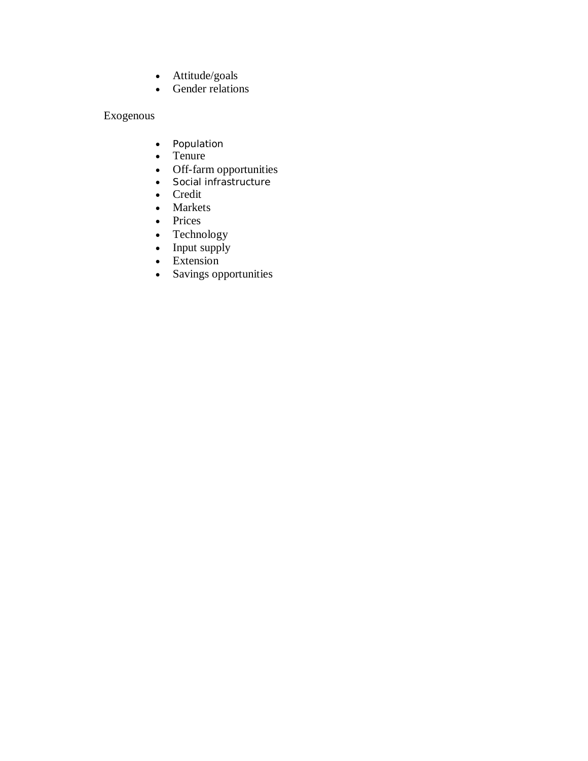- Attitude/goals
- Gender relations

Exogenous

- Population
- Tenure
- Off-farm opportunities
- Social infrastructure
- Credit
- Markets
- Prices
- Technology
- Input supply
- Extension
- Savings opportunities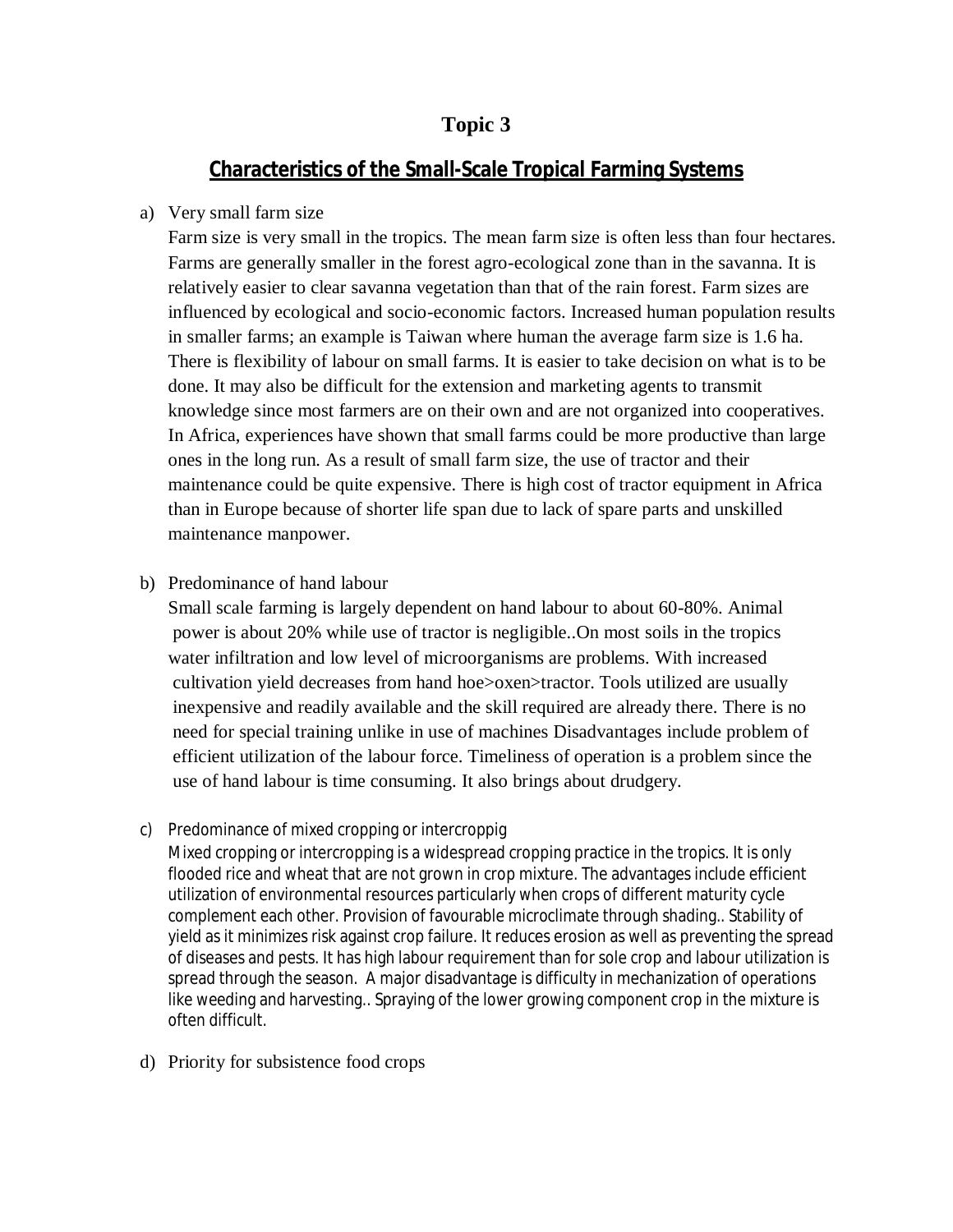# Topic 3

## Characteristics of the Small-Scale Tropical Farming Systems

a) Very small farm size

Farm size is very small in the tropics. The mean farm size is often less than four hectares. Farms are generally smaller in the forest agro-ecological zone than in the savanna. It is relatively easier to clear savanna vegetation than that of the rain forest. Farm sizes are influenced by ecological and socio-economic factors. Increased human population results in smaller farms; an example is Taiwan where human the average farm size is 1.6 ha. There is flexibility of labour on small farms. It is easier to take decision on what is to be done. It may also be difficult for the extension and marketing agents to transmit knowledge since most farmers are on their own and are not organized into cooperatives. In Africa, experiences have shown that small farms could be more productive than large ones in the long run. As a result of small farm size, the use of tractor and their maintenance could be quite expensive. There is high cost of tractor equipment in Africa than in Europe because of shorter life span due to lack of spare parts and unskilled maintenance manpower.

b) Predominance of hand labour

Small scale farming is largely dependent on hand labour to about 60-80%. Animal power is about 20% while use of tractor is negligible..On most soils in the tropics water infiltration and low level of microorganisms are problems. With increased cultivation yield decreases from hand hoe>oxen>tractor. Tools utilized are usually inexpensive and readily available and the skill required are already there. There is no need for special training unlike in use of machines Disadvantages include problem of efficient utilization of the labour force. Timeliness of operation is a problem since the use of hand labour is time consuming. It also brings about drudgery.

c) Predominance of mixed cropping or intercroppig

Mixed cropping or intercropping is a widespread cropping practice in the tropics. It is only flooded rice and wheat that are not grown in crop mixture. The advantages include efficient utilization of environmental resources particularly when crops of different maturity cycle complement each other. Provision of favourable microclimate through shading.. Stability of yield as it minimizes risk against crop failure. It reduces erosion as well as preventing the spread of diseases and pests. It has high labour requirement than for sole crop and labour utilization is spread through the season. A major disadvantage is difficulty in mechanization of operations like weeding and harvesting.. Spraying of the lower growing component crop in the mixture is often difficult.

d) Priority for subsistence food crops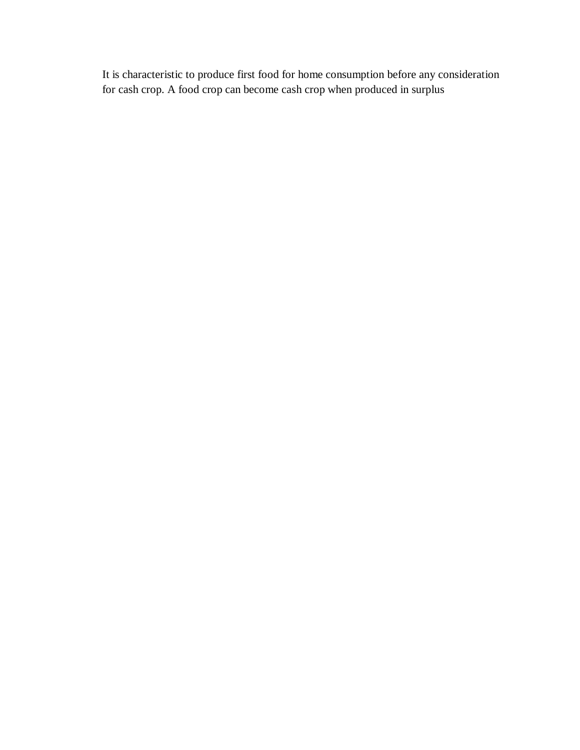It is characteristic to produce first food for home consumption before any consideration for cash crop. A food crop can become cash crop when produced in surplus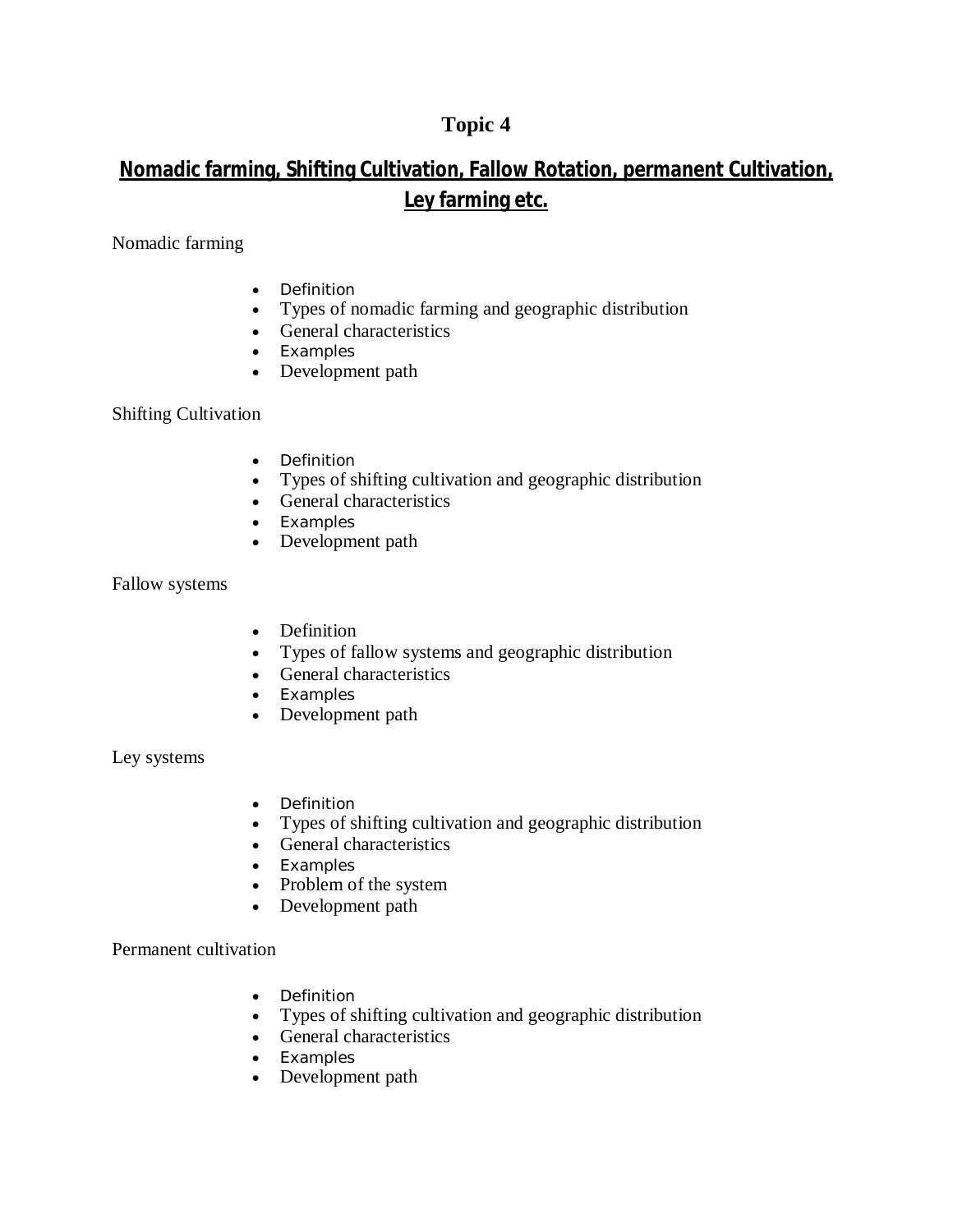# Topic 4

## Nomadic farming, Shifting Cultivation, Fallow Rotation, permanent Cultivation, Ley farming etc.

Nomadic farming

- Definition
- Types of nomadic farming and geographic distribution
- General characteristics
- Examples
- Development path

Shifting Cultivation

- Definition
- Types of shifting cultivation and geographic distribution
- General characteristics
- Examples
- Development path

Fallow systems

- Definition
- Types of fallow systems and geographic distribution
- General characteristics
- Examples
- Development path

Ley systems

- Definition
- Types of shifting cultivation and geographic distribution
- General characteristics
- Examples
- Problem of the system
- Development path

Permanent cultivation

- Definition
- Types of shifting cultivation and geographic distribution
- General characteristics
- Examples
- Development path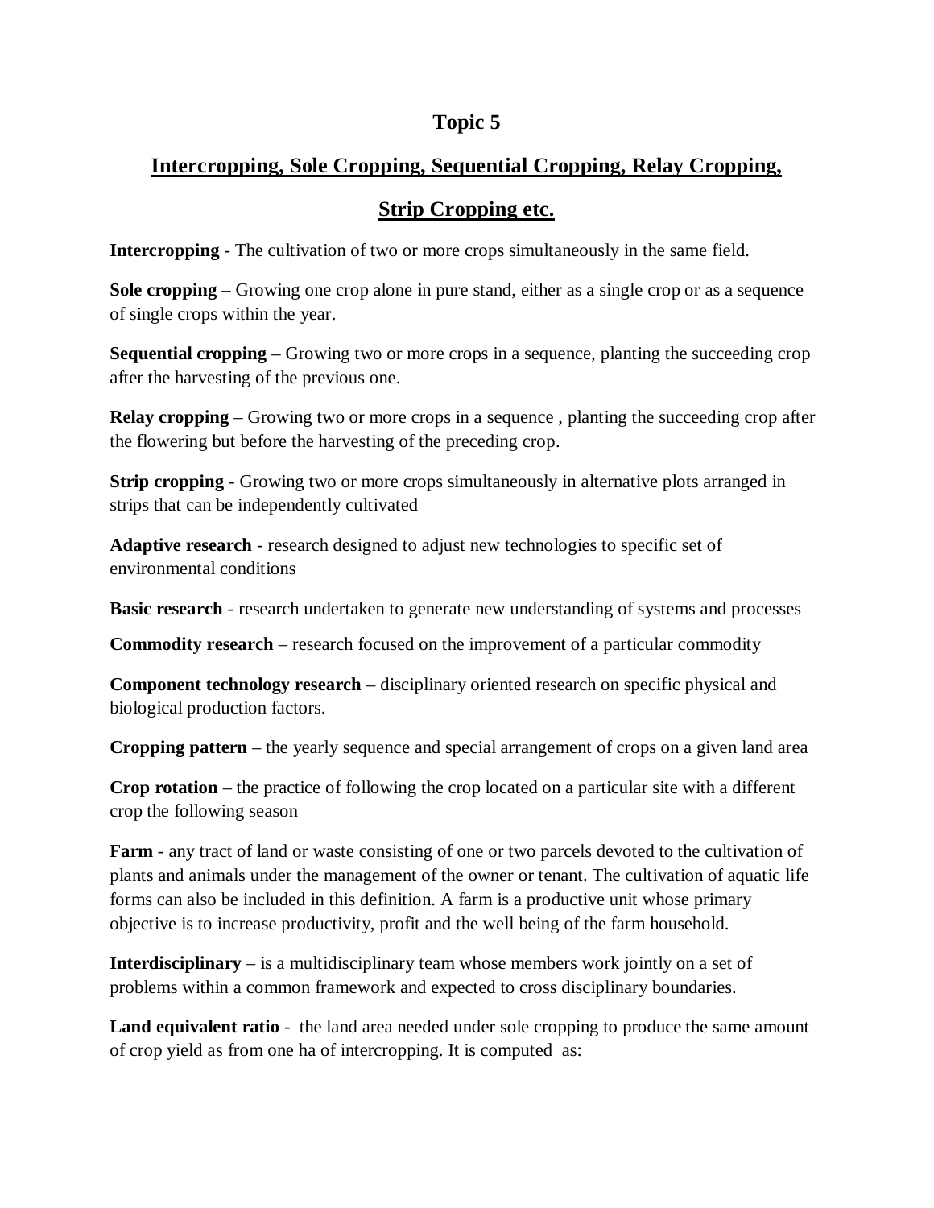## Topic 5

## Intercropping, Sole Cropping, Sequential Cropping, Relay Cropping, Strip Cropping etc.

**Intercropping** - The cultivation of two or more crops simultaneously in the same field.

**Sole cropping** – Growing one crop alone in pure stand, either as a single crop or as a sequence of single crops within the year.

**Sequential cropping** – Growing two or more crops in a sequence, planting the succeeding crop after the harvesting of the previous one.

**Relay cropping** – Growing two or more crops in a sequence , planting the succeeding crop after the flowering but before the harvesting of the preceding crop.

**Strip cropping** - Growing two or more crops simultaneously in alternative plots arranged in strips that can be independently cultivated

**Adaptive research** - research designed to adjust new technologies to specific set of environmental conditions

**Basic research** - research undertaken to generate new understanding of systems and processes

**Commodity research** – research focused on the improvement of a particular commodity

**Component technology research** – disciplinary oriented research on specific physical and biological production factors.

**Cropping pattern** – the yearly sequence and special arrangement of crops on a given land area

**Crop rotation** – the practice of following the crop located on a particular site with a different crop the following season

**Farm** - any tract of land or waste consisting of one or two parcels devoted to the cultivation of plants and animals under the management of the owner or tenant. The cultivation of aquatic life forms can also be included in this definition. A farm is a productive unit whose primary objective is to increase productivity, profit and the well being of the farm household.

**Interdisciplinary** – is a multidisciplinary team whose members work jointly on a set of problems within a common framework and expected to cross disciplinary boundaries.

**Land equivalent ratio** - the land area needed under sole cropping to produce the same amount of crop yield as from one ha of intercropping. It is computed as: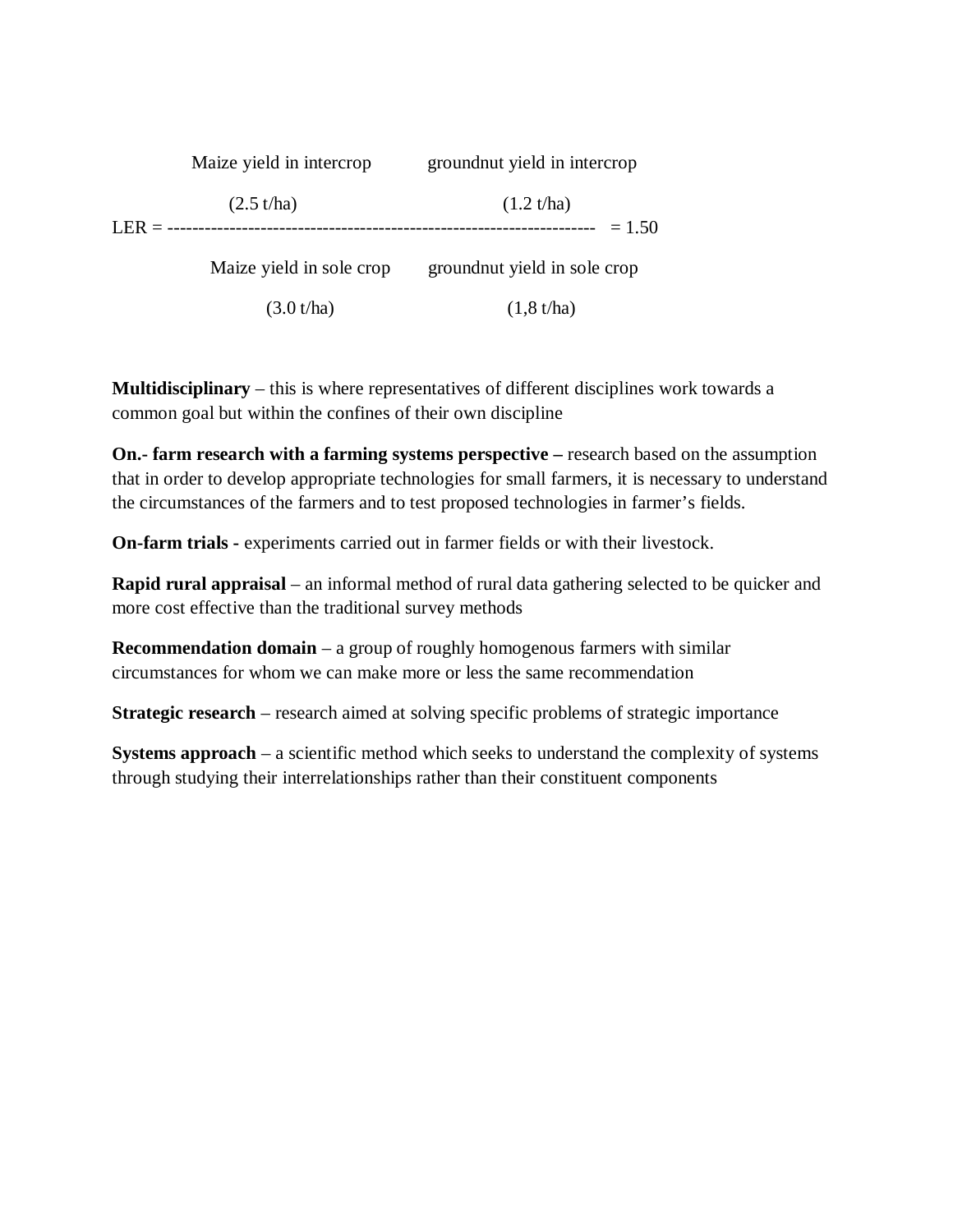$$\text{LER} = \frac{\underset{(2.5\ \text{t/ha})}{\text{Maize yield in intercrop}} \qquad \underset{(1.2\ \text{t/ha})}{\text{groundnut yield in intercrop}}}{\underset{(3.0\ \text{t/ha})}{\text{Maize yield in sole crop}} \qquad \underset{(1{,}8\ \text{t/ha})}{\text{groundnut yield in sole crop}}} = 1.50$$

**Multidisciplinary** – this is where representatives of different disciplines work towards a common goal but within the confines of their own discipline

**On.- farm research with a farming systems perspective –** research based on the assumption that in order to develop appropriate technologies for small farmers, it is necessary to understand the circumstances of the farmers and to test proposed technologies in farmer's fields.

**On-farm trials -** experiments carried out in farmer fields or with their livestock.

**Rapid rural appraisal** – an informal method of rural data gathering selected to be quicker and more cost effective than the traditional survey methods

**Recommendation domain** – a group of roughly homogenous farmers with similar circumstances for whom we can make more or less the same recommendation

**Strategic research** – research aimed at solving specific problems of strategic importance

**Systems approach** – a scientific method which seeks to understand the complexity of systems through studying their interrelationships rather than their constituent components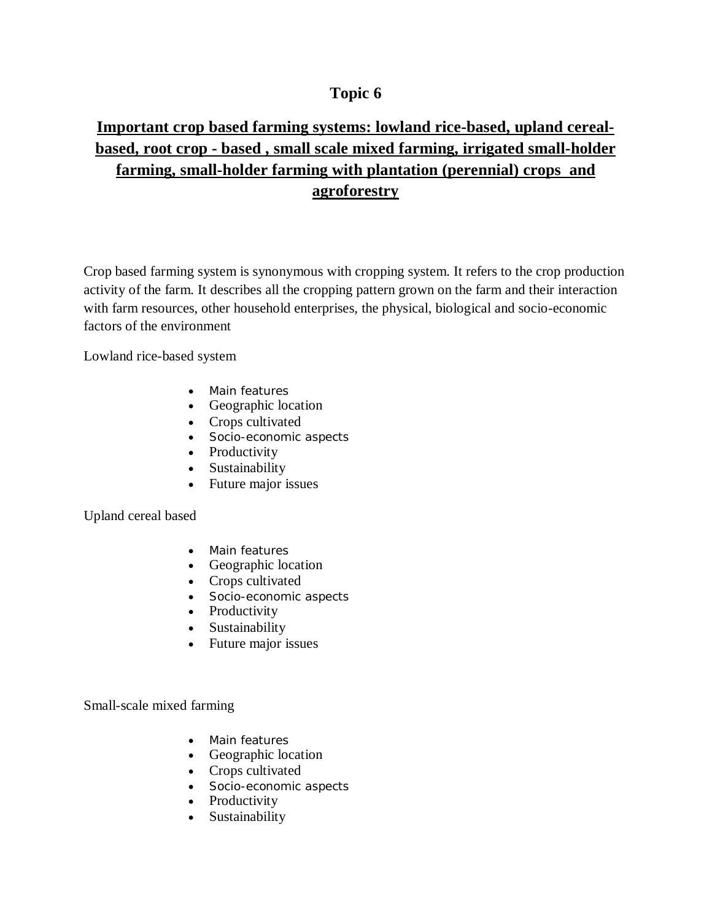## Topic 6

## Important crop based farming systems: lowland rice-based, upland cereal-based, root crop - based , small scale mixed farming, irrigated small-holder farming, small-holder farming with plantation (perennial) crops and agroforestry

Crop based farming system is synonymous with cropping system. It refers to the crop production activity of the farm. It describes all the cropping pattern grown on the farm and their interaction with farm resources, other household enterprises, the physical, biological and socio-economic factors of the environment

Lowland rice-based system

- Main features
- Geographic location
- Crops cultivated
- Socio-economic aspects
- Productivity
- Sustainability
- Future major issues

Upland cereal based

- Main features
- Geographic location
- Crops cultivated
- Socio-economic aspects
- Productivity
- Sustainability
- Future major issues

Small-scale mixed farming

- Main features
- Geographic location
- Crops cultivated
- Socio-economic aspects
- Productivity
- Sustainability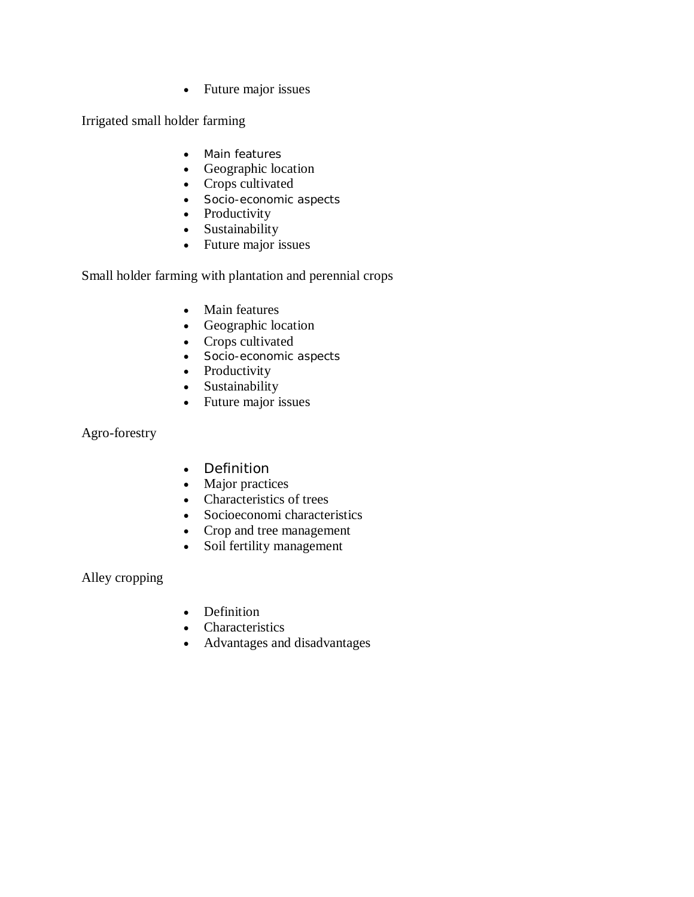- Future major issues

Irrigated small holder farming

- Main features
- Geographic location
- Crops cultivated
- Socio-economic aspects
- Productivity
- Sustainability
- Future major issues

Small holder farming with plantation and perennial crops

- Main features
- Geographic location
- Crops cultivated
- Socio-economic aspects
- Productivity
- Sustainability
- Future major issues

Agro-forestry

- Definition
- Major practices
- Characteristics of trees
- Socioeconomi characteristics
- Crop and tree management
- Soil fertility management

Alley cropping

- Definition
- Characteristics
- Advantages and disadvantages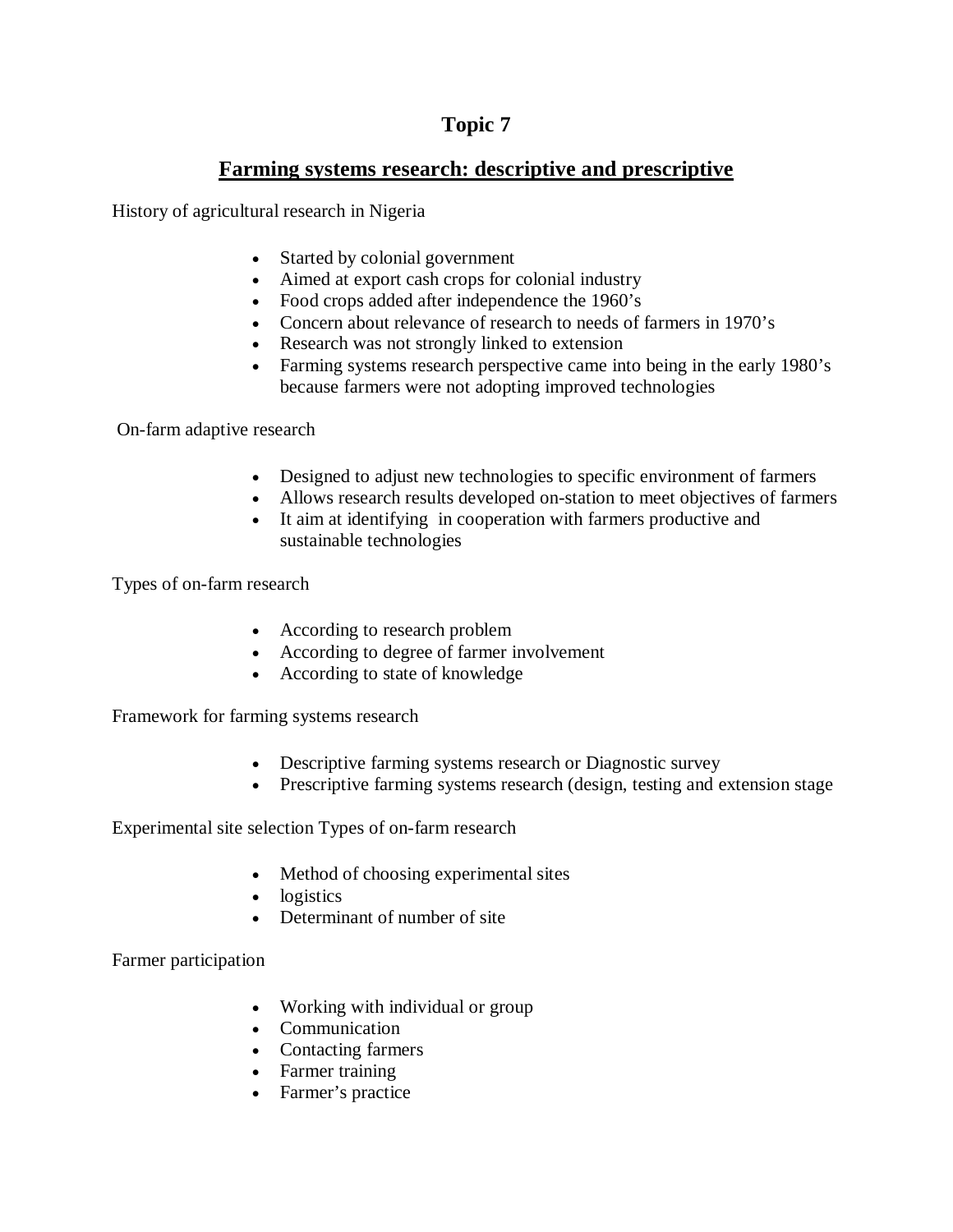# Topic 7

## Farming systems research: descriptive and prescriptive

History of agricultural research in Nigeria

- Started by colonial government
- Aimed at export cash crops for colonial industry
- Food crops added after independence the 1960's
- Concern about relevance of research to needs of farmers in 1970's
- Research was not strongly linked to extension
- Farming systems research perspective came into being in the early 1980's because farmers were not adopting improved technologies

On-farm adaptive research

- Designed to adjust new technologies to specific environment of farmers
- Allows research results developed on-station to meet objectives of farmers
- It aim at identifying in cooperation with farmers productive and sustainable technologies

Types of on-farm research

- According to research problem
- According to degree of farmer involvement
- According to state of knowledge

Framework for farming systems research

- Descriptive farming systems research or Diagnostic survey
- Prescriptive farming systems research (design, testing and extension stage

Experimental site selection Types of on-farm research

- Method of choosing experimental sites
- logistics
- Determinant of number of site

Farmer participation

- Working with individual or group
- Communication
- Contacting farmers
- Farmer training
- Farmer's practice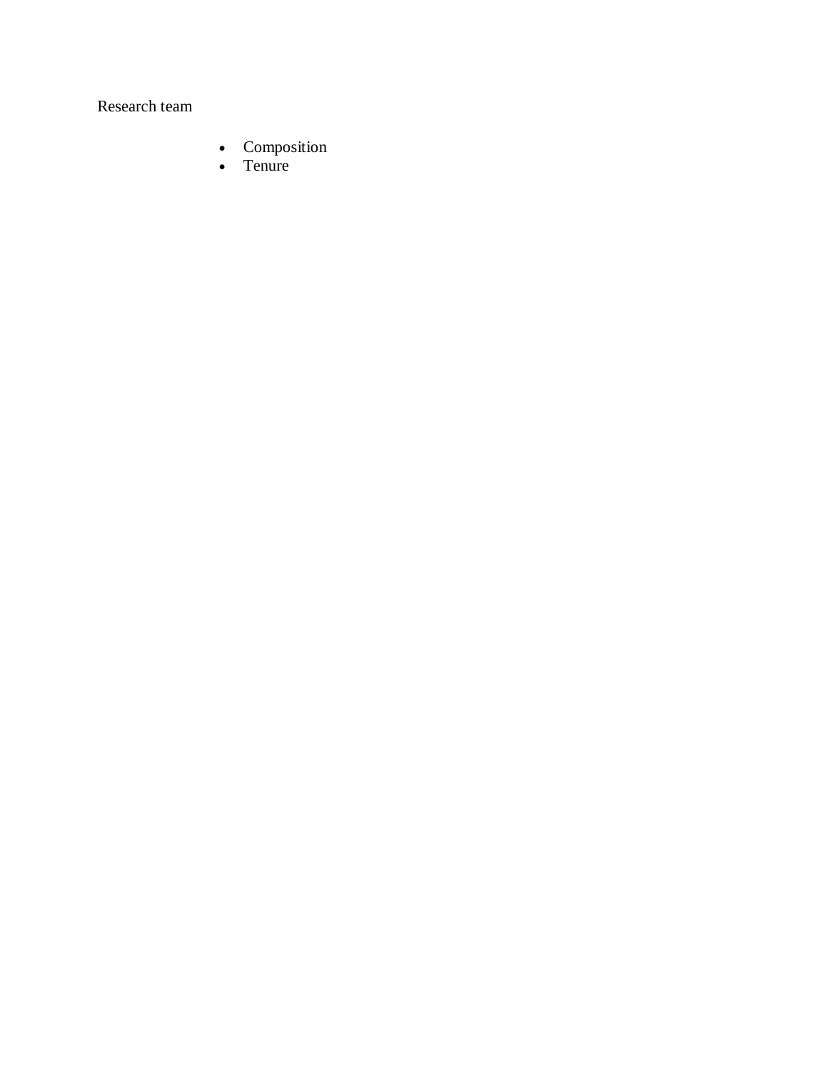Research team

- Composition
- Tenure